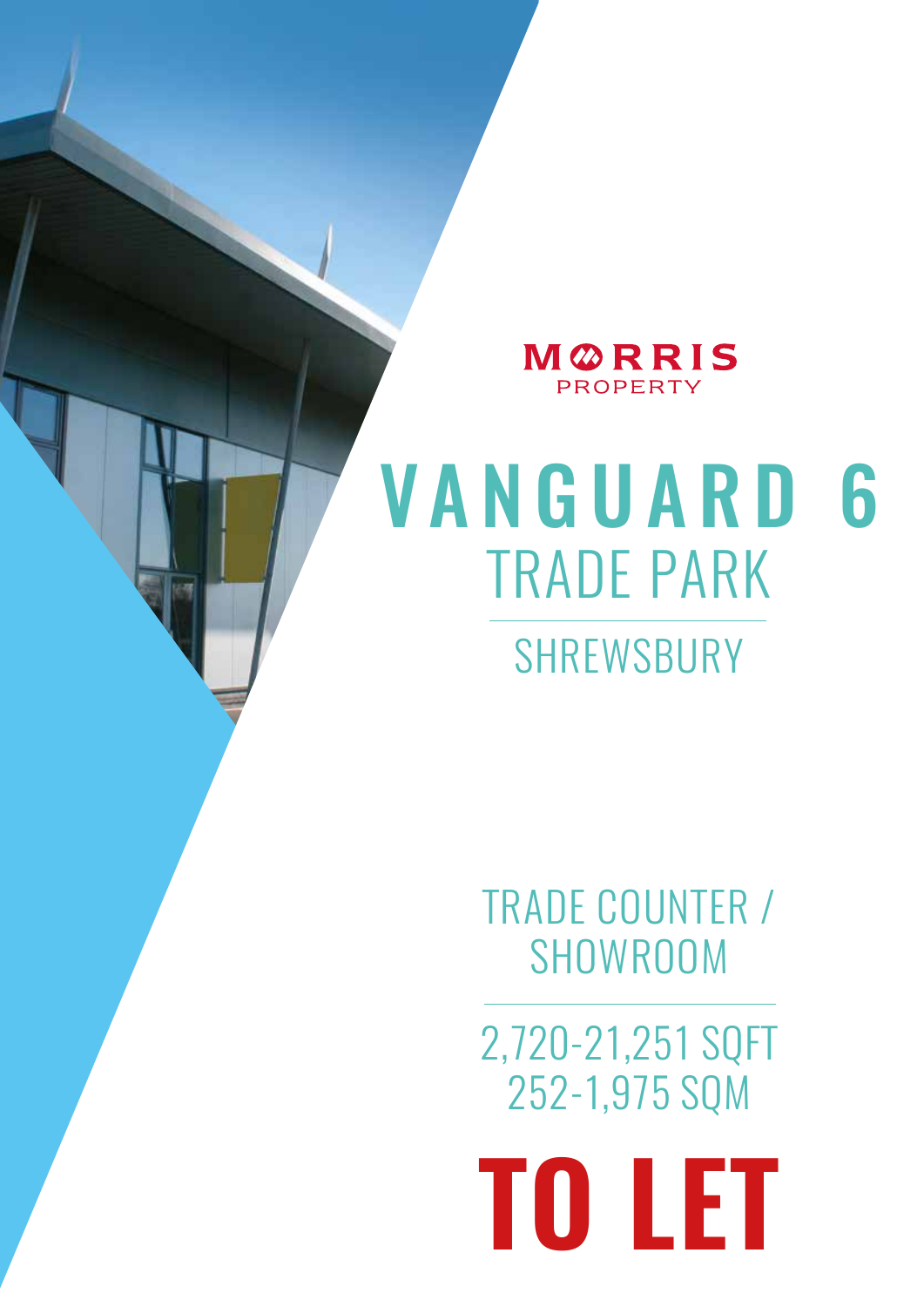MORRIS PROPERTY

# VANGUARD 6

## TRADE PARK

### SHREWSBURY

TRADE COUNTER / SHOWROOM

2,720-21,251 SQFT
252-1,975 SQM

# TO LET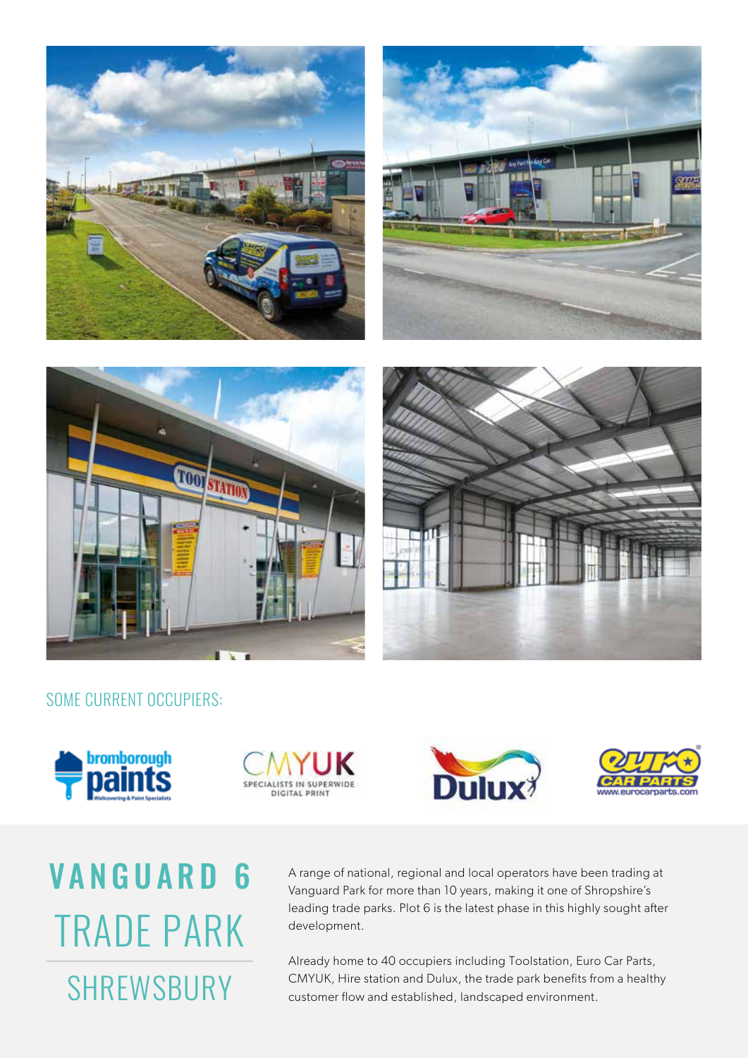SOME CURRENT OCCUPIERS:

# VANGUARD 6 TRADE PARK

## SHREWSBURY

A range of national, regional and local operators have been trading at Vanguard Park for more than 10 years, making it one of Shropshire's leading trade parks. Plot 6 is the latest phase in this highly sought after development.

Already home to 40 occupiers including Toolstation, Euro Car Parts, CMYUK, Hire station and Dulux, the trade park benefits from a healthy customer flow and established, landscaped environment.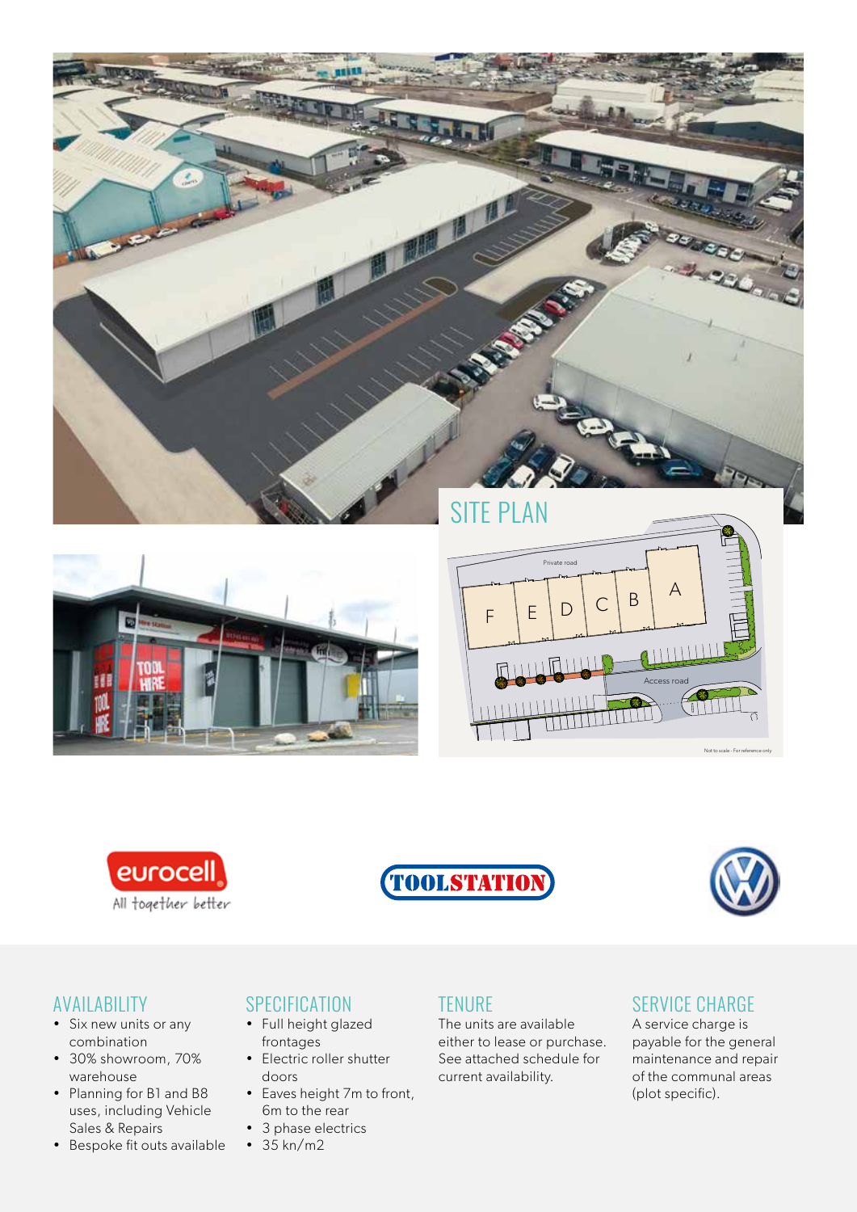## SITE PLAN

Private road

F E D C B A

Access road

Not to scale - For reference only

## AVAILABILITY

- Six new units or any combination
- 30% showroom, 70% warehouse
- Planning for B1 and B8 uses, including Vehicle Sales & Repairs
- Bespoke fit outs available

## SPECIFICATION

- Full height glazed frontages
- Electric roller shutter doors
- Eaves height 7m to front, 6m to the rear
- 3 phase electrics
- 35 kn/m2

## TENURE

The units are available either to lease or purchase. See attached schedule for current availability.

## SERVICE CHARGE

A service charge is payable for the general maintenance and repair of the communal areas (plot specific).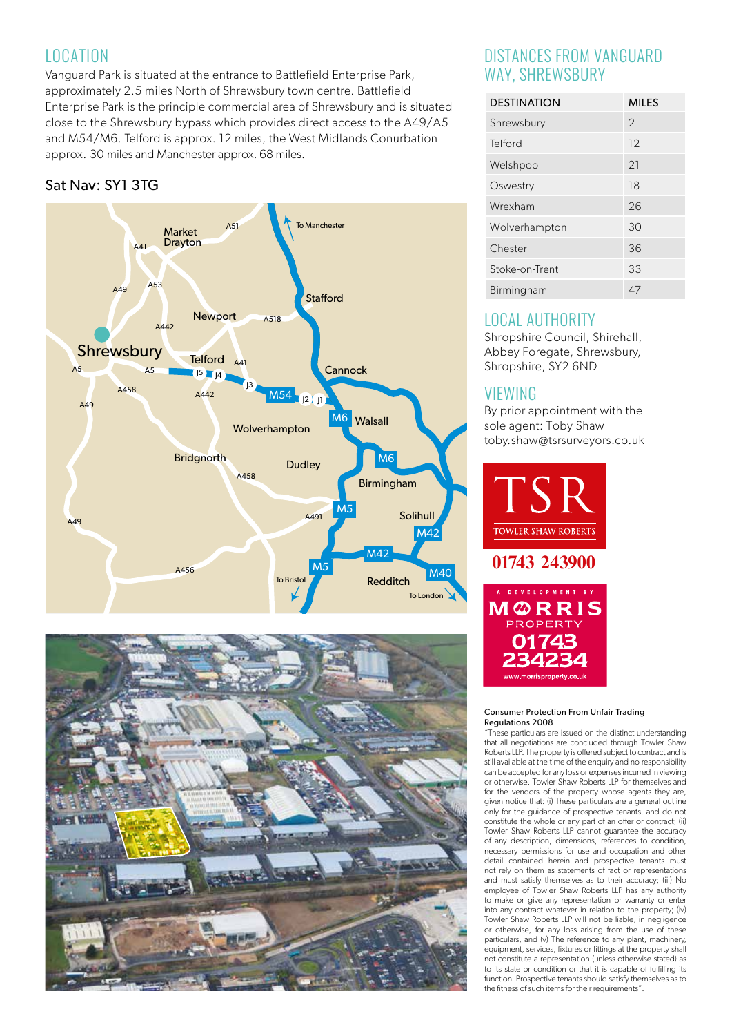## LOCATION

Vanguard Park is situated at the entrance to Battlefield Enterprise Park, approximately 2.5 miles North of Shrewsbury town centre. Battlefield Enterprise Park is the principle commercial area of Shrewsbury and is situated close to the Shrewsbury bypass which provides direct access to the A49/A5 and M54/M6. Telford is approx. 12 miles, the West Midlands Conurbation approx. 30 miles and Manchester approx. 68 miles.

### Sat Nav: SY1 3TG

To Manchester
Market Drayton
A51
A41
A49
A53
Stafford
Newport
A518
A442
Shrewsbury
Telford
A41
A5
A5
J5
J4
J3
Cannock
A458
A442
M54
J2
J1
A49
M6
Walsall
Wolverhampton
M6
Bridgnorth
Dudley
A458
Birmingham
M5
Solihull
A49
A491
M42
M42
A456
M5
M40
To Bristol
Redditch
To London

## DISTANCES FROM VANGUARD WAY, SHREWSBURY

| DESTINATION | MILES |
|---|---|
| Shrewsbury | 2 |
| Telford | 12 |
| Welshpool | 21 |
| Oswestry | 18 |
| Wrexham | 26 |
| Wolverhampton | 30 |
| Chester | 36 |
| Stoke-on-Trent | 33 |
| Birmingham | 47 |

## LOCAL AUTHORITY

Shropshire Council, Shirehall, Abbey Foregate, Shrewsbury, Shropshire, SY2 6ND

## VIEWING

By prior appointment with the sole agent: Toby Shaw
toby.shaw@tsrsurveyors.co.uk

TSR
TOWLER SHAW ROBERTS
01743 243900

A DEVELOPMENT BY
MORRIS PROPERTY
01743 234234
www.morrisproperty.co.uk

**Consumer Protection From Unfair Trading Regulations 2008**

"These particulars are issued on the distinct understanding that all negotiations are concluded through Towler Shaw Roberts LLP. The property is offered subject to contract and is still available at the time of the enquiry and no responsibility can be accepted for any loss or expenses incurred in viewing or otherwise. Towler Shaw Roberts LLP for themselves and for the vendors of the property whose agents they are, given notice that: (i) These particulars are a general outline only for the guidance of prospective tenants, and do not constitute the whole or any part of an offer or contract; (ii) Towler Shaw Roberts LLP cannot guarantee the accuracy of any description, dimensions, references to condition, necessary permissions for use and occupation and other detail contained herein and prospective tenants must not rely on them as statements of fact or representations and must satisfy themselves as to their accuracy; (iii) No employee of Towler Shaw Roberts LLP has any authority to make or give any representation or warranty or enter into any contract whatever in relation to the property; (iv) Towler Shaw Roberts LLP will not be liable, in negligence or otherwise, for any loss arising from the use of these particulars, and (v) The reference to any plant, machinery, equipment, services, fixtures or fittings at the property shall not constitute a representation (unless otherwise stated) as to its state or condition or that it is capable of fulfilling its function. Prospective tenants should satisfy themselves as to the fitness of such items for their requirements".